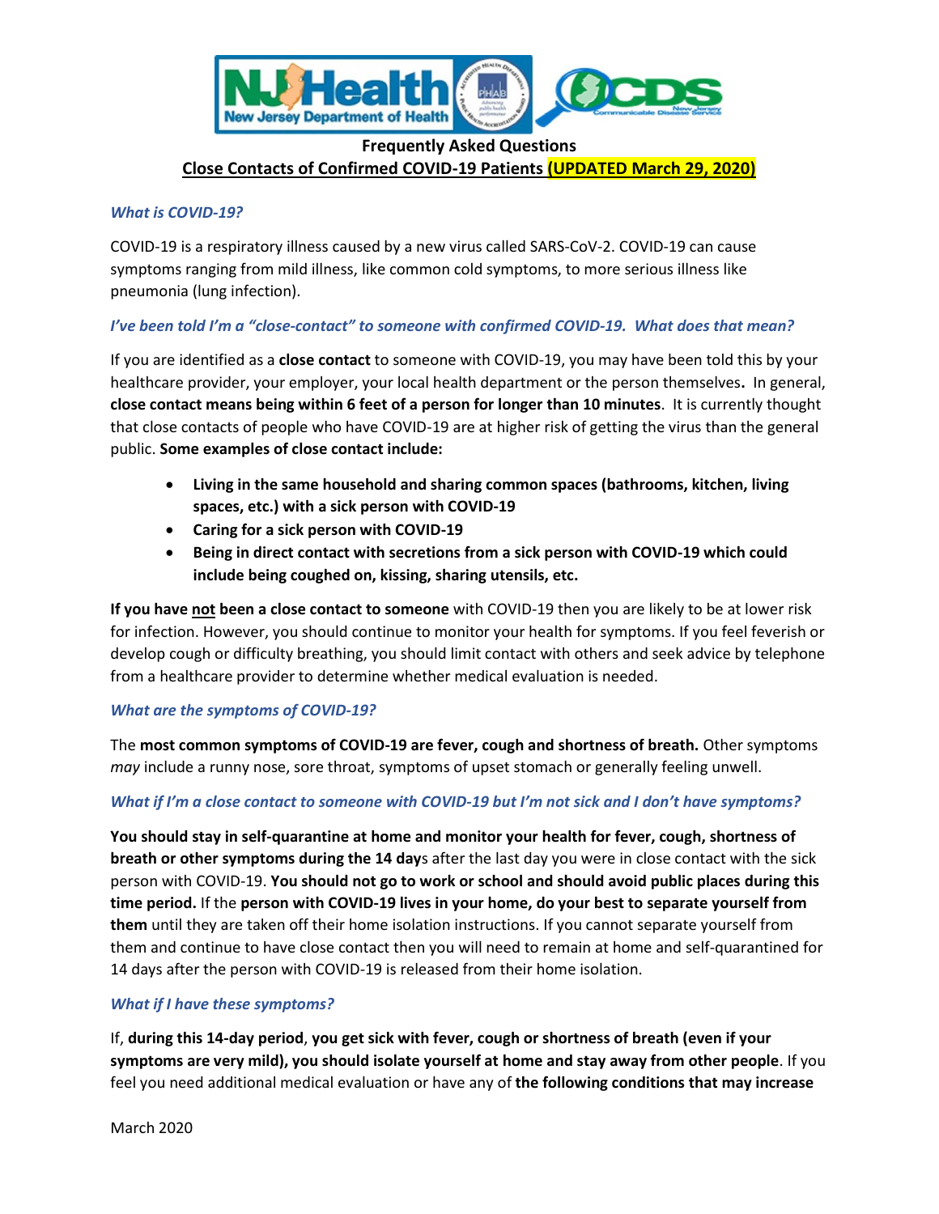# Frequently Asked Questions

## Close Contacts of Confirmed COVID-19 Patients (UPDATED March 29, 2020)

### *What is COVID-19?*

COVID-19 is a respiratory illness caused by a new virus called SARS-CoV-2. COVID-19 can cause symptoms ranging from mild illness, like common cold symptoms, to more serious illness like pneumonia (lung infection).

### *I've been told I'm a "close-contact" to someone with confirmed COVID-19. What does that mean?*

If you are identified as a **close contact** to someone with COVID-19, you may have been told this by your healthcare provider, your employer, your local health department or the person themselves**.** In general, **close contact means being within 6 feet of a person for longer than 10 minutes**. It is currently thought that close contacts of people who have COVID-19 are at higher risk of getting the virus than the general public. **Some examples of close contact include:**

- **Living in the same household and sharing common spaces (bathrooms, kitchen, living spaces, etc.) with a sick person with COVID-19**
- **Caring for a sick person with COVID-19**
- **Being in direct contact with secretions from a sick person with COVID-19 which could include being coughed on, kissing, sharing utensils, etc.**

**If you have not been a close contact to someone** with COVID-19 then you are likely to be at lower risk for infection. However, you should continue to monitor your health for symptoms. If you feel feverish or develop cough or difficulty breathing, you should limit contact with others and seek advice by telephone from a healthcare provider to determine whether medical evaluation is needed.

### *What are the symptoms of COVID-19?*

The **most common symptoms of COVID-19 are fever, cough and shortness of breath.** Other symptoms *may* include a runny nose, sore throat, symptoms of upset stomach or generally feeling unwell.

### *What if I'm a close contact to someone with COVID-19 but I'm not sick and I don't have symptoms?*

**You should stay in self-quarantine at home and monitor your health for fever, cough, shortness of breath or other symptoms during the 14 day**s after the last day you were in close contact with the sick person with COVID-19. **You should not go to work or school and should avoid public places during this time period.** If the **person with COVID-19 lives in your home, do your best to separate yourself from them** until they are taken off their home isolation instructions. If you cannot separate yourself from them and continue to have close contact then you will need to remain at home and self-quarantined for 14 days after the person with COVID-19 is released from their home isolation.

### *What if I have these symptoms?*

If, **during this 14-day period**, **you get sick with fever, cough or shortness of breath (even if your symptoms are very mild), you should isolate yourself at home and stay away from other people**. If you feel you need additional medical evaluation or have any of **the following conditions that may increase**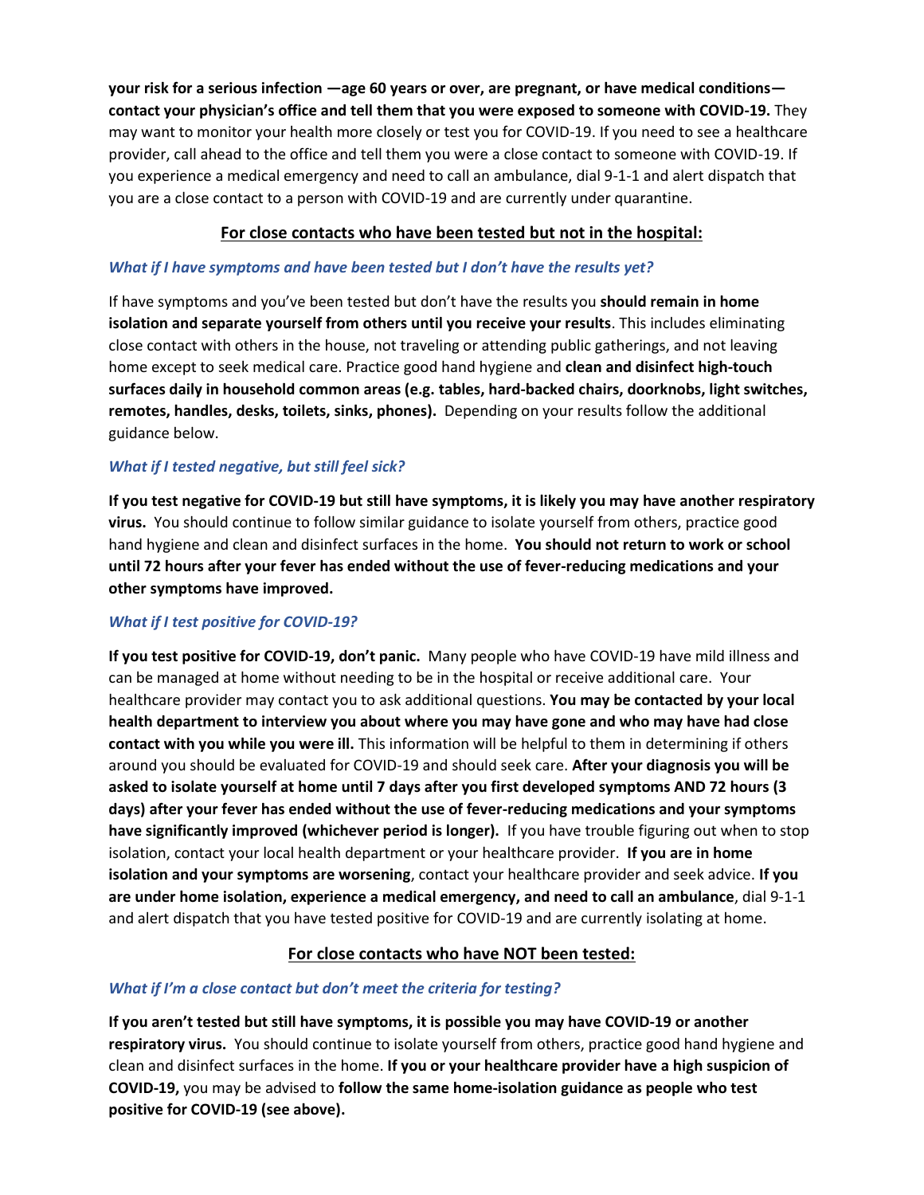**your risk for a serious infection —age 60 years or over, are pregnant, or have medical conditions—contact your physician's office and tell them that you were exposed to someone with COVID-19.** They may want to monitor your health more closely or test you for COVID-19. If you need to see a healthcare provider, call ahead to the office and tell them you were a close contact to someone with COVID-19. If you experience a medical emergency and need to call an ambulance, dial 9-1-1 and alert dispatch that you are a close contact to a person with COVID-19 and are currently under quarantine.

## For close contacts who have been tested but not in the hospital:

### *What if I have symptoms and have been tested but I don't have the results yet?*

If have symptoms and you've been tested but don't have the results you **should remain in home isolation and separate yourself from others until you receive your results**. This includes eliminating close contact with others in the house, not traveling or attending public gatherings, and not leaving home except to seek medical care. Practice good hand hygiene and **clean and disinfect high-touch surfaces daily in household common areas (e.g. tables, hard-backed chairs, doorknobs, light switches, remotes, handles, desks, toilets, sinks, phones).** Depending on your results follow the additional guidance below.

### *What if I tested negative, but still feel sick?*

**If you test negative for COVID-19 but still have symptoms, it is likely you may have another respiratory virus.** You should continue to follow similar guidance to isolate yourself from others, practice good hand hygiene and clean and disinfect surfaces in the home. **You should not return to work or school until 72 hours after your fever has ended without the use of fever-reducing medications and your other symptoms have improved.**

### *What if I test positive for COVID-19?*

**If you test positive for COVID-19, don't panic.** Many people who have COVID-19 have mild illness and can be managed at home without needing to be in the hospital or receive additional care. Your healthcare provider may contact you to ask additional questions. **You may be contacted by your local health department to interview you about where you may have gone and who may have had close contact with you while you were ill.** This information will be helpful to them in determining if others around you should be evaluated for COVID-19 and should seek care. **After your diagnosis you will be asked to isolate yourself at home until 7 days after you first developed symptoms AND 72 hours (3 days) after your fever has ended without the use of fever-reducing medications and your symptoms have significantly improved (whichever period is longer).** If you have trouble figuring out when to stop isolation, contact your local health department or your healthcare provider. **If you are in home isolation and your symptoms are worsening**, contact your healthcare provider and seek advice. **If you are under home isolation, experience a medical emergency, and need to call an ambulance**, dial 9-1-1 and alert dispatch that you have tested positive for COVID-19 and are currently isolating at home.

## For close contacts who have NOT been tested:

### *What if I'm a close contact but don't meet the criteria for testing?*

**If you aren't tested but still have symptoms, it is possible you may have COVID-19 or another respiratory virus.** You should continue to isolate yourself from others, practice good hand hygiene and clean and disinfect surfaces in the home. **If you or your healthcare provider have a high suspicion of COVID-19,** you may be advised to **follow the same home-isolation guidance as people who test positive for COVID-19 (see above).**